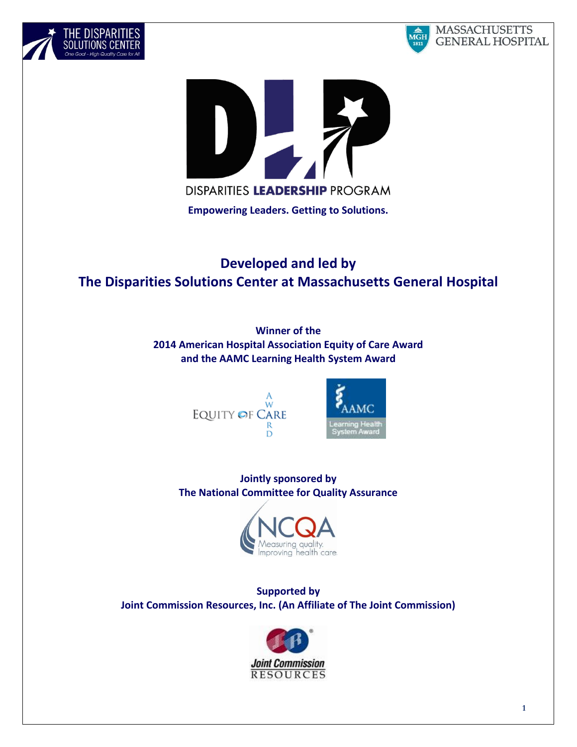# DISPARITIES LEADERSHIP PROGRAM

**Empowering Leaders. Getting to Solutions.**

## Developed and led by
## The Disparities Solutions Center at Massachusetts General Hospital

**Winner of the**
**2014 American Hospital Association Equity of Care Award**
**and the AAMC Learning Health System Award**

**Jointly sponsored by**
**The National Committee for Quality Assurance**

**Supported by**
**Joint Commission Resources, Inc. (An Affiliate of The Joint Commission)**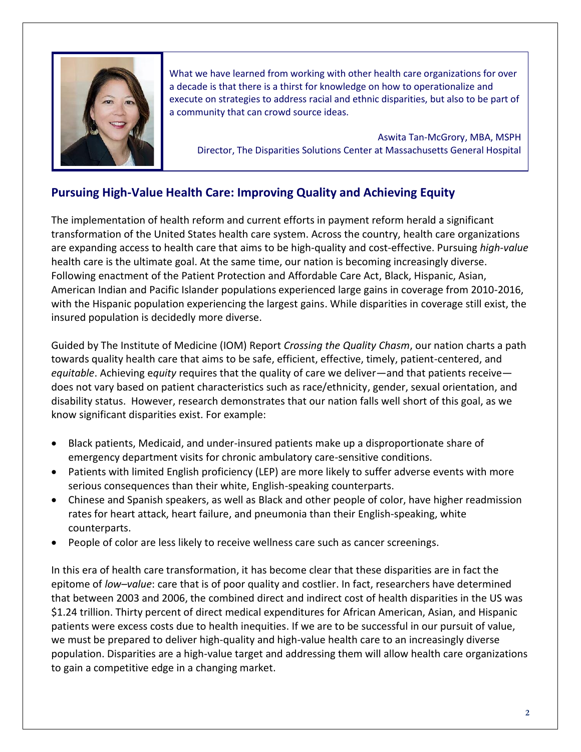> What we have learned from working with other health care organizations for over a decade is that there is a thirst for knowledge on how to operationalize and execute on strategies to address racial and ethnic disparities, but also to be part of a community that can crowd source ideas.
>
> Aswita Tan-McGrory, MBA, MSPH
> Director, The Disparities Solutions Center at Massachusetts General Hospital

## Pursuing High-Value Health Care: Improving Quality and Achieving Equity

The implementation of health reform and current efforts in payment reform herald a significant transformation of the United States health care system. Across the country, health care organizations are expanding access to health care that aims to be high-quality and cost-effective. Pursuing *high-value* health care is the ultimate goal. At the same time, our nation is becoming increasingly diverse. Following enactment of the Patient Protection and Affordable Care Act, Black, Hispanic, Asian, American Indian and Pacific Islander populations experienced large gains in coverage from 2010-2016, with the Hispanic population experiencing the largest gains. While disparities in coverage still exist, the insured population is decidedly more diverse.

Guided by The Institute of Medicine (IOM) Report *Crossing the Quality Chasm*, our nation charts a path towards quality health care that aims to be safe, efficient, effective, timely, patient-centered, and *equitable*. Achieving e*quity* requires that the quality of care we deliver—and that patients receive—does not vary based on patient characteristics such as race/ethnicity, gender, sexual orientation, and disability status. However, research demonstrates that our nation falls well short of this goal, as we know significant disparities exist. For example:

- Black patients, Medicaid, and under-insured patients make up a disproportionate share of emergency department visits for chronic ambulatory care-sensitive conditions.
- Patients with limited English proficiency (LEP) are more likely to suffer adverse events with more serious consequences than their white, English-speaking counterparts.
- Chinese and Spanish speakers, as well as Black and other people of color, have higher readmission rates for heart attack, heart failure, and pneumonia than their English-speaking, white counterparts.
- People of color are less likely to receive wellness care such as cancer screenings.

In this era of health care transformation, it has become clear that these disparities are in fact the epitome of *low–value*: care that is of poor quality and costlier. In fact, researchers have determined that between 2003 and 2006, the combined direct and indirect cost of health disparities in the US was $1.24 trillion. Thirty percent of direct medical expenditures for African American, Asian, and Hispanic patients were excess costs due to health inequities. If we are to be successful in our pursuit of value, we must be prepared to deliver high-quality and high-value health care to an increasingly diverse population. Disparities are a high-value target and addressing them will allow health care organizations to gain a competitive edge in a changing market.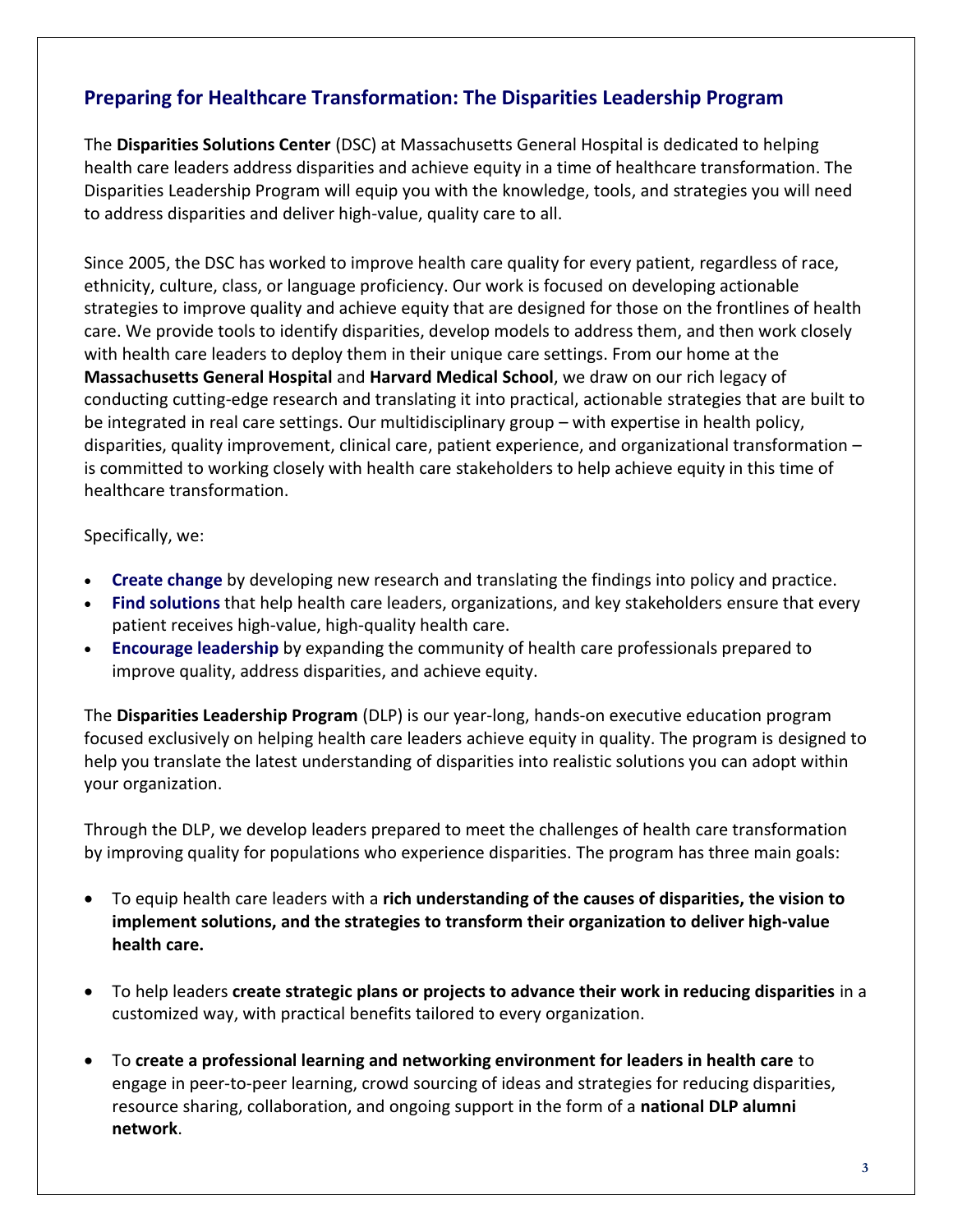## Preparing for Healthcare Transformation: The Disparities Leadership Program

The **Disparities Solutions Center** (DSC) at Massachusetts General Hospital is dedicated to helping health care leaders address disparities and achieve equity in a time of healthcare transformation. The Disparities Leadership Program will equip you with the knowledge, tools, and strategies you will need to address disparities and deliver high-value, quality care to all.

Since 2005, the DSC has worked to improve health care quality for every patient, regardless of race, ethnicity, culture, class, or language proficiency. Our work is focused on developing actionable strategies to improve quality and achieve equity that are designed for those on the frontlines of health care. We provide tools to identify disparities, develop models to address them, and then work closely with health care leaders to deploy them in their unique care settings. From our home at the **Massachusetts General Hospital** and **Harvard Medical School**, we draw on our rich legacy of conducting cutting-edge research and translating it into practical, actionable strategies that are built to be integrated in real care settings. Our multidisciplinary group – with expertise in health policy, disparities, quality improvement, clinical care, patient experience, and organizational transformation – is committed to working closely with health care stakeholders to help achieve equity in this time of healthcare transformation.

Specifically, we:

- **Create change** by developing new research and translating the findings into policy and practice.
- **Find solutions** that help health care leaders, organizations, and key stakeholders ensure that every patient receives high-value, high-quality health care.
- **Encourage leadership** by expanding the community of health care professionals prepared to improve quality, address disparities, and achieve equity.

The **Disparities Leadership Program** (DLP) is our year-long, hands-on executive education program focused exclusively on helping health care leaders achieve equity in quality. The program is designed to help you translate the latest understanding of disparities into realistic solutions you can adopt within your organization.

Through the DLP, we develop leaders prepared to meet the challenges of health care transformation by improving quality for populations who experience disparities. The program has three main goals:

- To equip health care leaders with a **rich understanding of the causes of disparities, the vision to implement solutions, and the strategies to transform their organization to deliver high-value health care.**
- To help leaders **create strategic plans or projects to advance their work in reducing disparities** in a customized way, with practical benefits tailored to every organization.
- To **create a professional learning and networking environment for leaders in health care** to engage in peer-to-peer learning, crowd sourcing of ideas and strategies for reducing disparities, resource sharing, collaboration, and ongoing support in the form of a **national DLP alumni network**.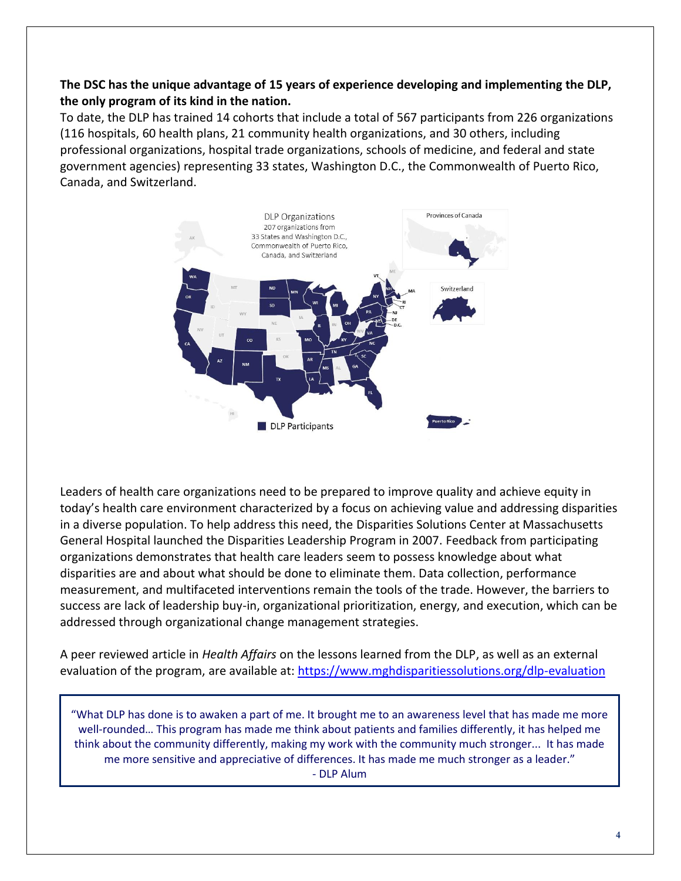**The DSC has the unique advantage of 15 years of experience developing and implementing the DLP, the only program of its kind in the nation.**

To date, the DLP has trained 14 cohorts that include a total of 567 participants from 226 organizations (116 hospitals, 60 health plans, 21 community health organizations, and 30 others, including professional organizations, hospital trade organizations, schools of medicine, and federal and state government agencies) representing 33 states, Washington D.C., the Commonwealth of Puerto Rico, Canada, and Switzerland.

Leaders of health care organizations need to be prepared to improve quality and achieve equity in today's health care environment characterized by a focus on achieving value and addressing disparities in a diverse population. To help address this need, the Disparities Solutions Center at Massachusetts General Hospital launched the Disparities Leadership Program in 2007. Feedback from participating organizations demonstrates that health care leaders seem to possess knowledge about what disparities are and about what should be done to eliminate them. Data collection, performance measurement, and multifaceted interventions remain the tools of the trade. However, the barriers to success are lack of leadership buy-in, organizational prioritization, energy, and execution, which can be addressed through organizational change management strategies.

A peer reviewed article in *Health Affairs* on the lessons learned from the DLP, as well as an external evaluation of the program, are available at: https://www.mghdisparitiessolutions.org/dlp-evaluation

> "What DLP has done is to awaken a part of me. It brought me to an awareness level that has made me more well-rounded… This program has made me think about patients and families differently, it has helped me think about the community differently, making my work with the community much stronger... It has made me more sensitive and appreciative of differences. It has made me much stronger as a leader."
>
> \- DLP Alum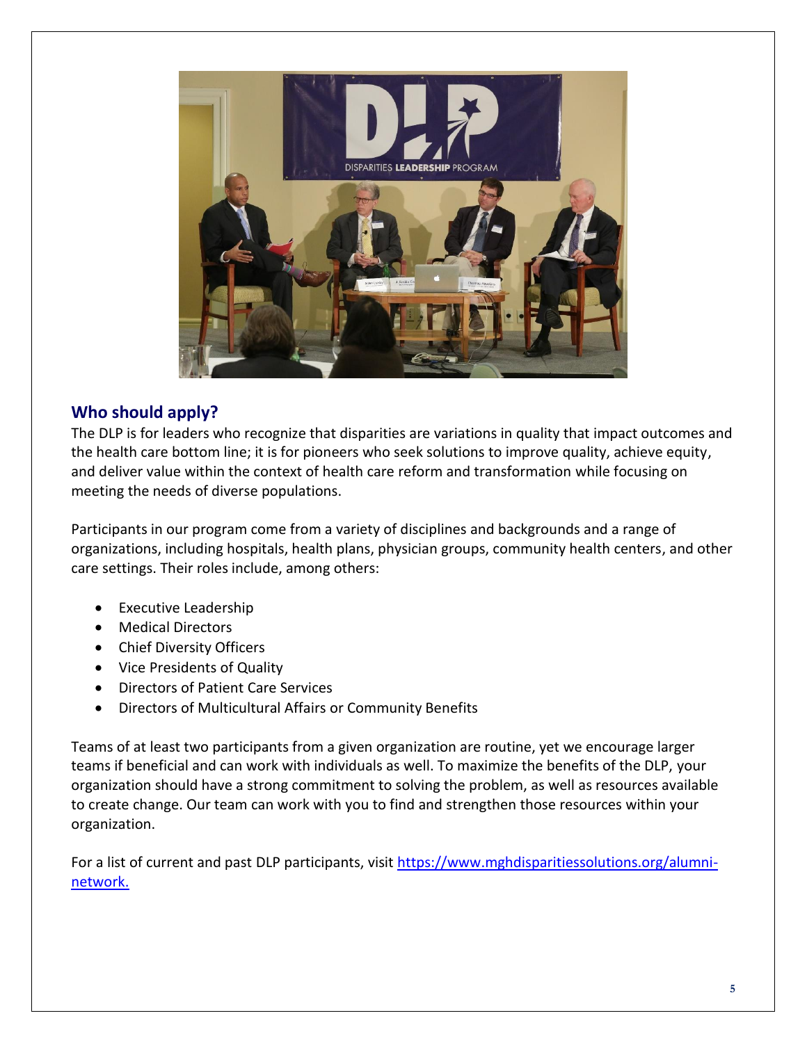## Who should apply?

The DLP is for leaders who recognize that disparities are variations in quality that impact outcomes and the health care bottom line; it is for pioneers who seek solutions to improve quality, achieve equity, and deliver value within the context of health care reform and transformation while focusing on meeting the needs of diverse populations.

Participants in our program come from a variety of disciplines and backgrounds and a range of organizations, including hospitals, health plans, physician groups, community health centers, and other care settings. Their roles include, among others:

- Executive Leadership
- Medical Directors
- Chief Diversity Officers
- Vice Presidents of Quality
- Directors of Patient Care Services
- Directors of Multicultural Affairs or Community Benefits

Teams of at least two participants from a given organization are routine, yet we encourage larger teams if beneficial and can work with individuals as well. To maximize the benefits of the DLP, your organization should have a strong commitment to solving the problem, as well as resources available to create change. Our team can work with you to find and strengthen those resources within your organization.

For a list of current and past DLP participants, visit [https://www.mghdisparitiessolutions.org/alumni-network.](https://www.mghdisparitiessolutions.org/alumni-network)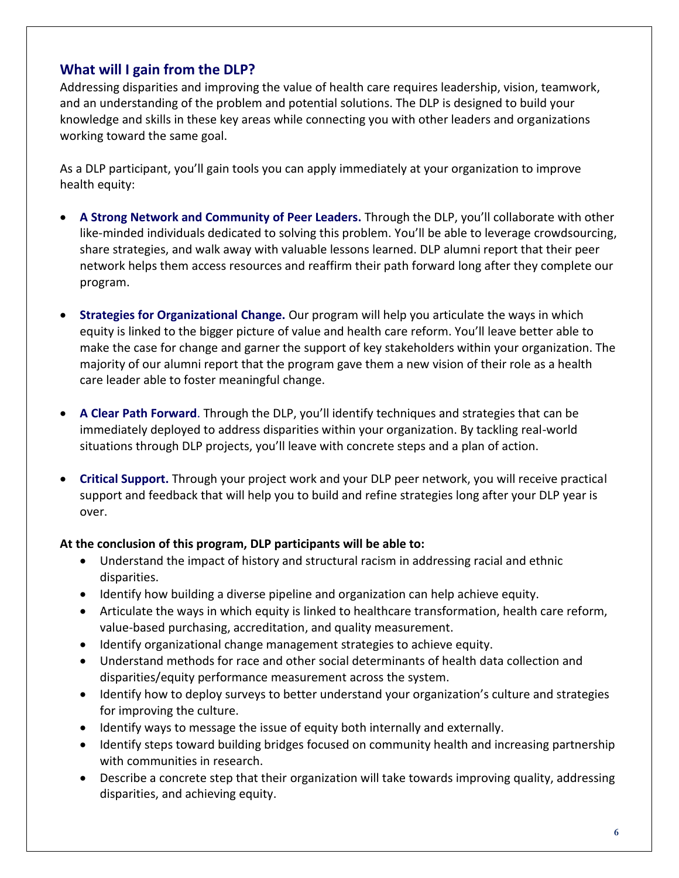## What will I gain from the DLP?

Addressing disparities and improving the value of health care requires leadership, vision, teamwork, and an understanding of the problem and potential solutions. The DLP is designed to build your knowledge and skills in these key areas while connecting you with other leaders and organizations working toward the same goal.

As a DLP participant, you'll gain tools you can apply immediately at your organization to improve health equity:

- **A Strong Network and Community of Peer Leaders.** Through the DLP, you'll collaborate with other like-minded individuals dedicated to solving this problem. You'll be able to leverage crowdsourcing, share strategies, and walk away with valuable lessons learned. DLP alumni report that their peer network helps them access resources and reaffirm their path forward long after they complete our program.

- **Strategies for Organizational Change.** Our program will help you articulate the ways in which equity is linked to the bigger picture of value and health care reform. You'll leave better able to make the case for change and garner the support of key stakeholders within your organization. The majority of our alumni report that the program gave them a new vision of their role as a health care leader able to foster meaningful change.

- **A Clear Path Forward**. Through the DLP, you'll identify techniques and strategies that can be immediately deployed to address disparities within your organization. By tackling real-world situations through DLP projects, you'll leave with concrete steps and a plan of action.

- **Critical Support.** Through your project work and your DLP peer network, you will receive practical support and feedback that will help you to build and refine strategies long after your DLP year is over.

**At the conclusion of this program, DLP participants will be able to:**

- Understand the impact of history and structural racism in addressing racial and ethnic disparities.
- Identify how building a diverse pipeline and organization can help achieve equity.
- Articulate the ways in which equity is linked to healthcare transformation, health care reform, value-based purchasing, accreditation, and quality measurement.
- Identify organizational change management strategies to achieve equity.
- Understand methods for race and other social determinants of health data collection and disparities/equity performance measurement across the system.
- Identify how to deploy surveys to better understand your organization's culture and strategies for improving the culture.
- Identify ways to message the issue of equity both internally and externally.
- Identify steps toward building bridges focused on community health and increasing partnership with communities in research.
- Describe a concrete step that their organization will take towards improving quality, addressing disparities, and achieving equity.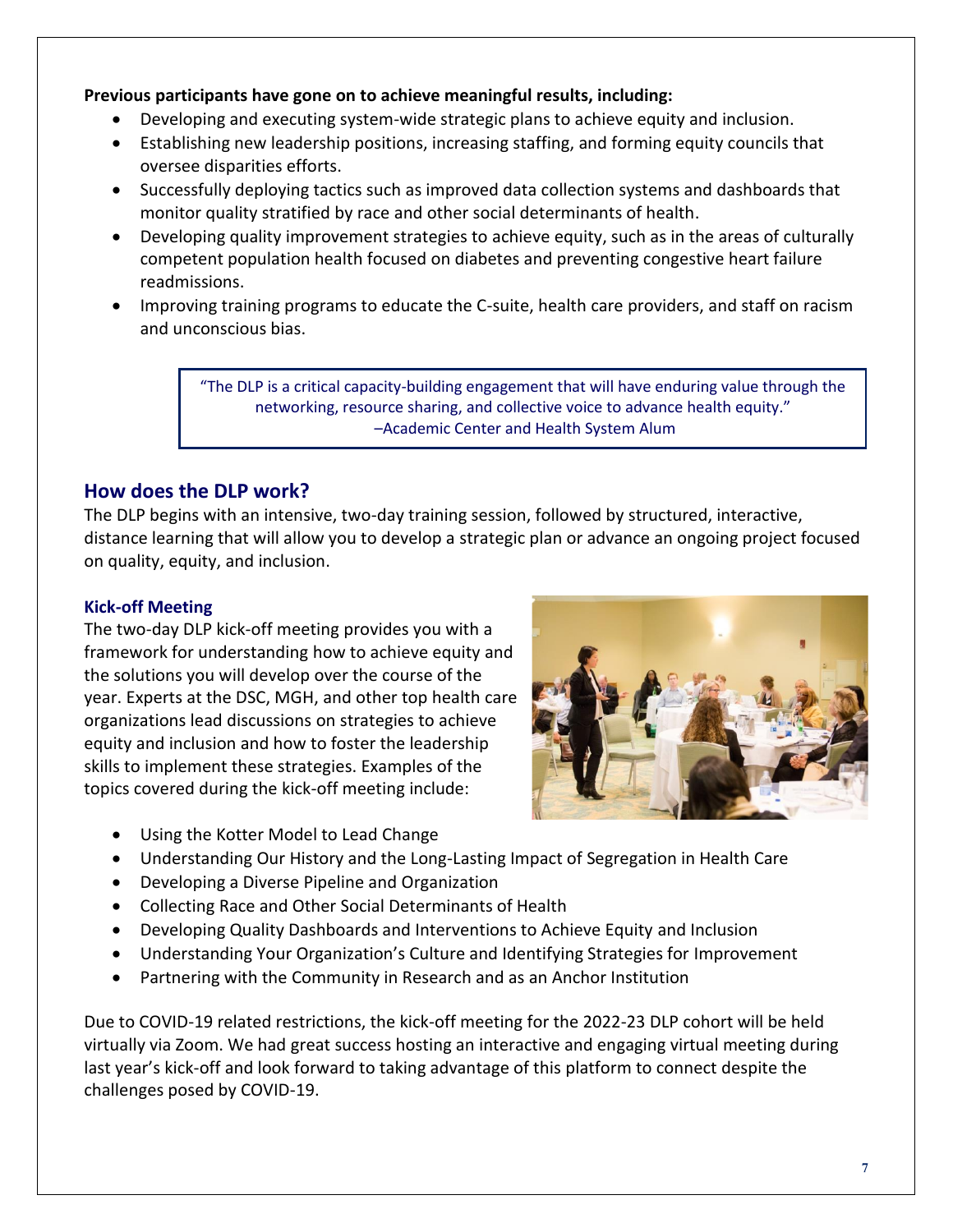**Previous participants have gone on to achieve meaningful results, including:**

- Developing and executing system-wide strategic plans to achieve equity and inclusion.
- Establishing new leadership positions, increasing staffing, and forming equity councils that oversee disparities efforts.
- Successfully deploying tactics such as improved data collection systems and dashboards that monitor quality stratified by race and other social determinants of health.
- Developing quality improvement strategies to achieve equity, such as in the areas of culturally competent population health focused on diabetes and preventing congestive heart failure readmissions.
- Improving training programs to educate the C-suite, health care providers, and staff on racism and unconscious bias.

> "The DLP is a critical capacity-building engagement that will have enduring value through the networking, resource sharing, and collective voice to advance health equity."
> –Academic Center and Health System Alum

## How does the DLP work?

The DLP begins with an intensive, two-day training session, followed by structured, interactive, distance learning that will allow you to develop a strategic plan or advance an ongoing project focused on quality, equity, and inclusion.

### Kick-off Meeting

The two-day DLP kick-off meeting provides you with a framework for understanding how to achieve equity and the solutions you will develop over the course of the year. Experts at the DSC, MGH, and other top health care organizations lead discussions on strategies to achieve equity and inclusion and how to foster the leadership skills to implement these strategies. Examples of the topics covered during the kick-off meeting include:

- Using the Kotter Model to Lead Change
- Understanding Our History and the Long-Lasting Impact of Segregation in Health Care
- Developing a Diverse Pipeline and Organization
- Collecting Race and Other Social Determinants of Health
- Developing Quality Dashboards and Interventions to Achieve Equity and Inclusion
- Understanding Your Organization's Culture and Identifying Strategies for Improvement
- Partnering with the Community in Research and as an Anchor Institution

Due to COVID-19 related restrictions, the kick-off meeting for the 2022-23 DLP cohort will be held virtually via Zoom. We had great success hosting an interactive and engaging virtual meeting during last year's kick-off and look forward to taking advantage of this platform to connect despite the challenges posed by COVID-19.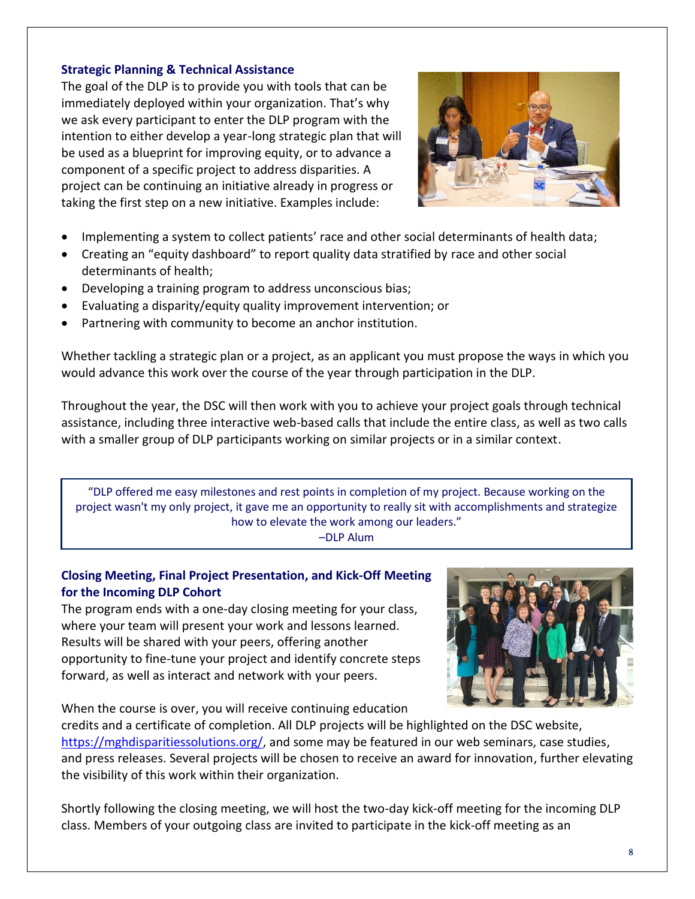### Strategic Planning & Technical Assistance

The goal of the DLP is to provide you with tools that can be immediately deployed within your organization. That's why we ask every participant to enter the DLP program with the intention to either develop a year-long strategic plan that will be used as a blueprint for improving equity, or to advance a component of a specific project to address disparities. A project can be continuing an initiative already in progress or taking the first step on a new initiative. Examples include:

- Implementing a system to collect patients' race and other social determinants of health data;
- Creating an "equity dashboard" to report quality data stratified by race and other social determinants of health;
- Developing a training program to address unconscious bias;
- Evaluating a disparity/equity quality improvement intervention; or
- Partnering with community to become an anchor institution.

Whether tackling a strategic plan or a project, as an applicant you must propose the ways in which you would advance this work over the course of the year through participation in the DLP.

Throughout the year, the DSC will then work with you to achieve your project goals through technical assistance, including three interactive web-based calls that include the entire class, as well as two calls with a smaller group of DLP participants working on similar projects or in a similar context.

> "DLP offered me easy milestones and rest points in completion of my project. Because working on the project wasn't my only project, it gave me an opportunity to really sit with accomplishments and strategize how to elevate the work among our leaders."
>
> –DLP Alum

### Closing Meeting, Final Project Presentation, and Kick-Off Meeting for the Incoming DLP Cohort

The program ends with a one-day closing meeting for your class, where your team will present your work and lessons learned. Results will be shared with your peers, offering another opportunity to fine-tune your project and identify concrete steps forward, as well as interact and network with your peers.

When the course is over, you will receive continuing education credits and a certificate of completion. All DLP projects will be highlighted on the DSC website, https://mghdisparitiessolutions.org/, and some may be featured in our web seminars, case studies, and press releases. Several projects will be chosen to receive an award for innovation, further elevating the visibility of this work within their organization.

Shortly following the closing meeting, we will host the two-day kick-off meeting for the incoming DLP class. Members of your outgoing class are invited to participate in the kick-off meeting as an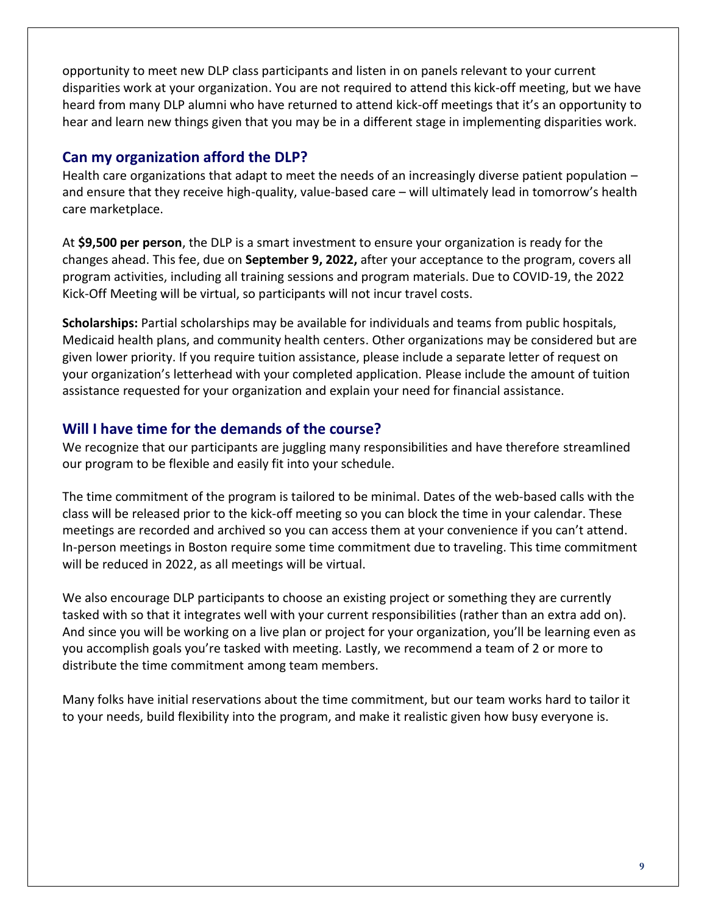opportunity to meet new DLP class participants and listen in on panels relevant to your current disparities work at your organization. You are not required to attend this kick-off meeting, but we have heard from many DLP alumni who have returned to attend kick-off meetings that it's an opportunity to hear and learn new things given that you may be in a different stage in implementing disparities work.

## Can my organization afford the DLP?

Health care organizations that adapt to meet the needs of an increasingly diverse patient population – and ensure that they receive high-quality, value-based care – will ultimately lead in tomorrow's health care marketplace.

At **$9,500 per person**, the DLP is a smart investment to ensure your organization is ready for the changes ahead. This fee, due on **September 9, 2022,** after your acceptance to the program, covers all program activities, including all training sessions and program materials. Due to COVID-19, the 2022 Kick-Off Meeting will be virtual, so participants will not incur travel costs.

**Scholarships:** Partial scholarships may be available for individuals and teams from public hospitals, Medicaid health plans, and community health centers. Other organizations may be considered but are given lower priority. If you require tuition assistance, please include a separate letter of request on your organization's letterhead with your completed application. Please include the amount of tuition assistance requested for your organization and explain your need for financial assistance.

## Will I have time for the demands of the course?

We recognize that our participants are juggling many responsibilities and have therefore streamlined our program to be flexible and easily fit into your schedule.

The time commitment of the program is tailored to be minimal. Dates of the web-based calls with the class will be released prior to the kick-off meeting so you can block the time in your calendar. These meetings are recorded and archived so you can access them at your convenience if you can't attend. In-person meetings in Boston require some time commitment due to traveling. This time commitment will be reduced in 2022, as all meetings will be virtual.

We also encourage DLP participants to choose an existing project or something they are currently tasked with so that it integrates well with your current responsibilities (rather than an extra add on). And since you will be working on a live plan or project for your organization, you'll be learning even as you accomplish goals you're tasked with meeting. Lastly, we recommend a team of 2 or more to distribute the time commitment among team members.

Many folks have initial reservations about the time commitment, but our team works hard to tailor it to your needs, build flexibility into the program, and make it realistic given how busy everyone is.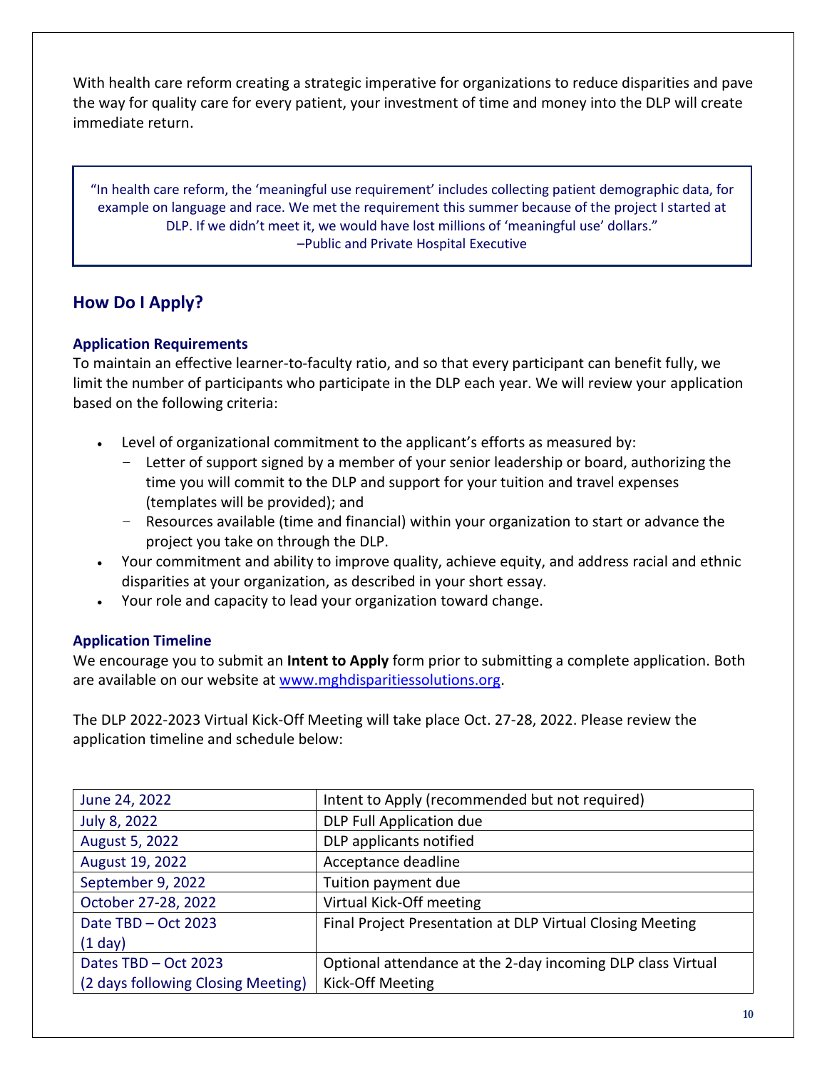With health care reform creating a strategic imperative for organizations to reduce disparities and pave the way for quality care for every patient, your investment of time and money into the DLP will create immediate return.

> "In health care reform, the 'meaningful use requirement' includes collecting patient demographic data, for example on language and race. We met the requirement this summer because of the project I started at DLP. If we didn't meet it, we would have lost millions of 'meaningful use' dollars."
> –Public and Private Hospital Executive

## How Do I Apply?

### Application Requirements

To maintain an effective learner-to-faculty ratio, and so that every participant can benefit fully, we limit the number of participants who participate in the DLP each year. We will review your application based on the following criteria:

- Level of organizational commitment to the applicant's efforts as measured by:
  - Letter of support signed by a member of your senior leadership or board, authorizing the time you will commit to the DLP and support for your tuition and travel expenses (templates will be provided); and
  - Resources available (time and financial) within your organization to start or advance the project you take on through the DLP.
- Your commitment and ability to improve quality, achieve equity, and address racial and ethnic disparities at your organization, as described in your short essay.
- Your role and capacity to lead your organization toward change.

### Application Timeline

We encourage you to submit an **Intent to Apply** form prior to submitting a complete application. Both are available on our website at [www.mghdisparitiessolutions.org](http://www.mghdisparitiessolutions.org).

The DLP 2022-2023 Virtual Kick-Off Meeting will take place Oct. 27-28, 2022. Please review the application timeline and schedule below:

| Date | Event |
|---|---|
| June 24, 2022 | Intent to Apply (recommended but not required) |
| July 8, 2022 | DLP Full Application due |
| August 5, 2022 | DLP applicants notified |
| August 19, 2022 | Acceptance deadline |
| September 9, 2022 | Tuition payment due |
| October 27-28, 2022 | Virtual Kick-Off meeting |
| Date TBD – Oct 2023 (1 day) | Final Project Presentation at DLP Virtual Closing Meeting |
| Dates TBD – Oct 2023 (2 days following Closing Meeting) | Optional attendance at the 2-day incoming DLP class Virtual Kick-Off Meeting |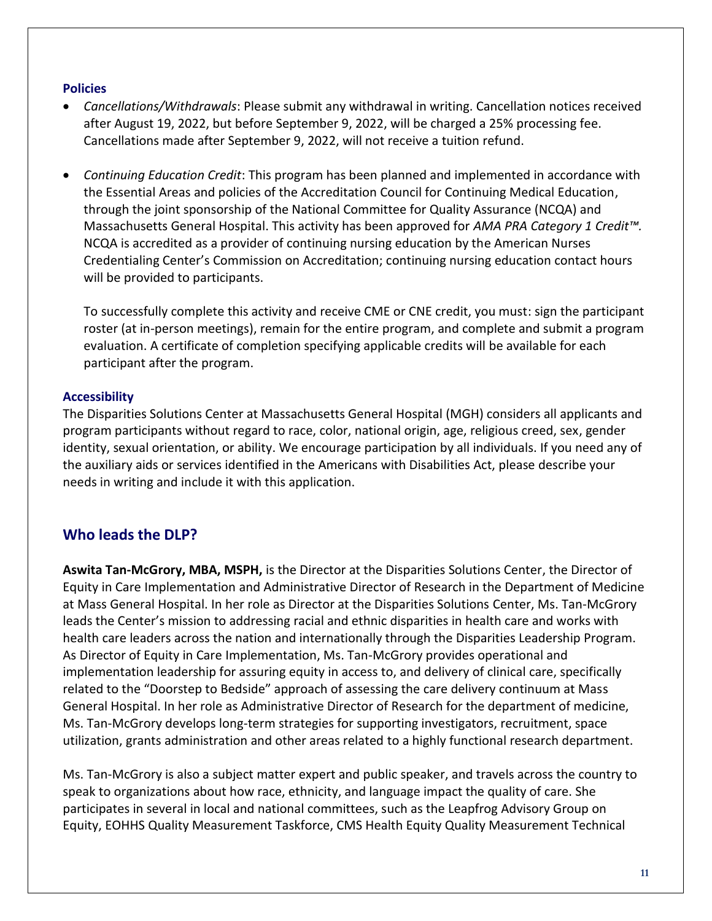### Policies

- *Cancellations/Withdrawals*: Please submit any withdrawal in writing. Cancellation notices received after August 19, 2022, but before September 9, 2022, will be charged a 25% processing fee. Cancellations made after September 9, 2022, will not receive a tuition refund.

- *Continuing Education Credit*: This program has been planned and implemented in accordance with the Essential Areas and policies of the Accreditation Council for Continuing Medical Education, through the joint sponsorship of the National Committee for Quality Assurance (NCQA) and Massachusetts General Hospital. This activity has been approved for *AMA PRA Category 1 Credit™.* NCQA is accredited as a provider of continuing nursing education by the American Nurses Credentialing Center's Commission on Accreditation; continuing nursing education contact hours will be provided to participants.

  To successfully complete this activity and receive CME or CNE credit, you must: sign the participant roster (at in-person meetings), remain for the entire program, and complete and submit a program evaluation. A certificate of completion specifying applicable credits will be available for each participant after the program.

### Accessibility

The Disparities Solutions Center at Massachusetts General Hospital (MGH) considers all applicants and program participants without regard to race, color, national origin, age, religious creed, sex, gender identity, sexual orientation, or ability. We encourage participation by all individuals. If you need any of the auxiliary aids or services identified in the Americans with Disabilities Act, please describe your needs in writing and include it with this application.

## Who leads the DLP?

**Aswita Tan-McGrory, MBA, MSPH,** is the Director at the Disparities Solutions Center, the Director of Equity in Care Implementation and Administrative Director of Research in the Department of Medicine at Mass General Hospital. In her role as Director at the Disparities Solutions Center, Ms. Tan-McGrory leads the Center's mission to addressing racial and ethnic disparities in health care and works with health care leaders across the nation and internationally through the Disparities Leadership Program. As Director of Equity in Care Implementation, Ms. Tan-McGrory provides operational and implementation leadership for assuring equity in access to, and delivery of clinical care, specifically related to the "Doorstep to Bedside" approach of assessing the care delivery continuum at Mass General Hospital. In her role as Administrative Director of Research for the department of medicine, Ms. Tan-McGrory develops long-term strategies for supporting investigators, recruitment, space utilization, grants administration and other areas related to a highly functional research department.

Ms. Tan-McGrory is also a subject matter expert and public speaker, and travels across the country to speak to organizations about how race, ethnicity, and language impact the quality of care. She participates in several in local and national committees, such as the Leapfrog Advisory Group on Equity, EOHHS Quality Measurement Taskforce, CMS Health Equity Quality Measurement Technical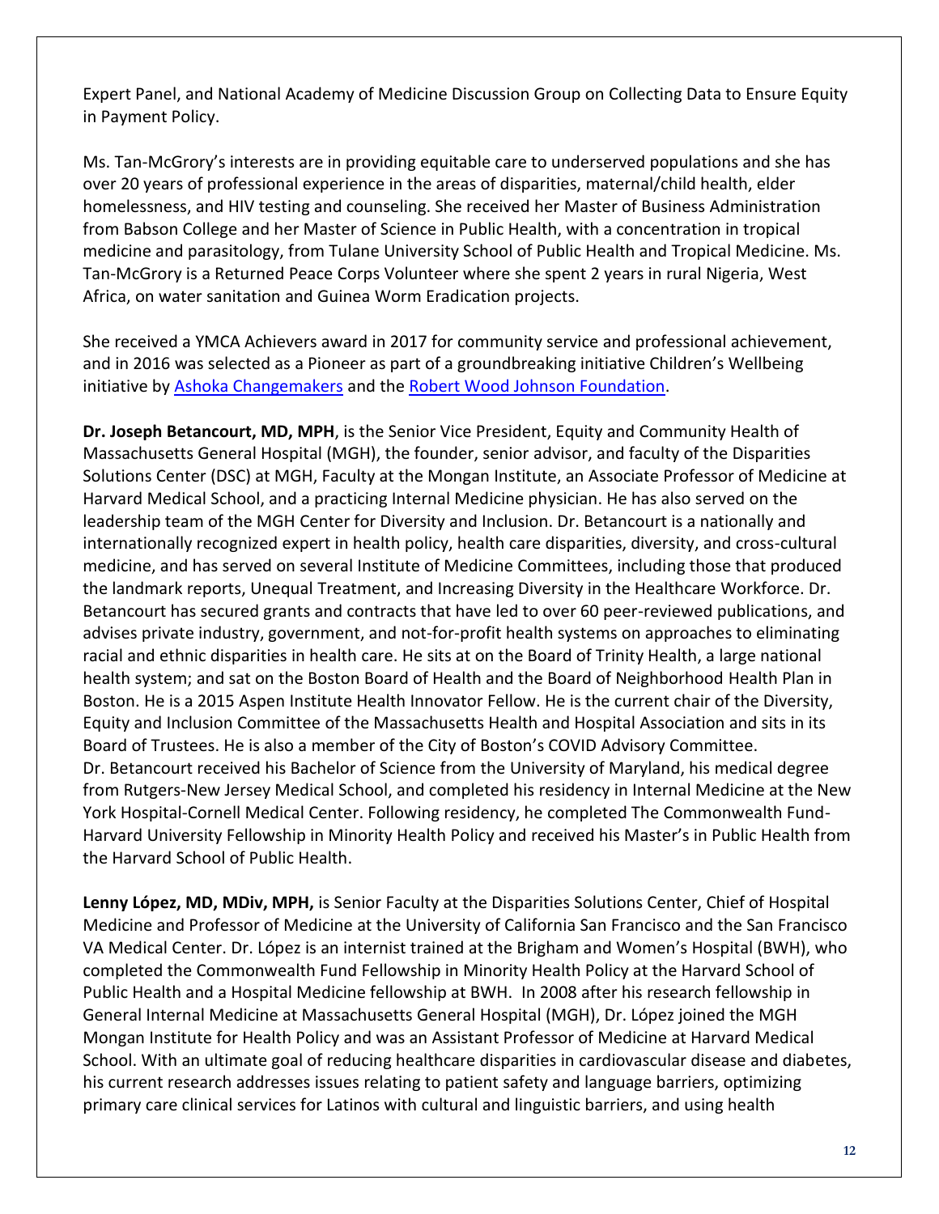Expert Panel, and National Academy of Medicine Discussion Group on Collecting Data to Ensure Equity in Payment Policy.

Ms. Tan-McGrory's interests are in providing equitable care to underserved populations and she has over 20 years of professional experience in the areas of disparities, maternal/child health, elder homelessness, and HIV testing and counseling. She received her Master of Business Administration from Babson College and her Master of Science in Public Health, with a concentration in tropical medicine and parasitology, from Tulane University School of Public Health and Tropical Medicine. Ms. Tan-McGrory is a Returned Peace Corps Volunteer where she spent 2 years in rural Nigeria, West Africa, on water sanitation and Guinea Worm Eradication projects.

She received a YMCA Achievers award in 2017 for community service and professional achievement, and in 2016 was selected as a Pioneer as part of a groundbreaking initiative Children's Wellbeing initiative by Ashoka Changemakers and the Robert Wood Johnson Foundation.

**Dr. Joseph Betancourt, MD, MPH**, is the Senior Vice President, Equity and Community Health of Massachusetts General Hospital (MGH), the founder, senior advisor, and faculty of the Disparities Solutions Center (DSC) at MGH, Faculty at the Mongan Institute, an Associate Professor of Medicine at Harvard Medical School, and a practicing Internal Medicine physician. He has also served on the leadership team of the MGH Center for Diversity and Inclusion. Dr. Betancourt is a nationally and internationally recognized expert in health policy, health care disparities, diversity, and cross-cultural medicine, and has served on several Institute of Medicine Committees, including those that produced the landmark reports, Unequal Treatment, and Increasing Diversity in the Healthcare Workforce. Dr. Betancourt has secured grants and contracts that have led to over 60 peer-reviewed publications, and advises private industry, government, and not-for-profit health systems on approaches to eliminating racial and ethnic disparities in health care. He sits at on the Board of Trinity Health, a large national health system; and sat on the Boston Board of Health and the Board of Neighborhood Health Plan in Boston. He is a 2015 Aspen Institute Health Innovator Fellow. He is the current chair of the Diversity, Equity and Inclusion Committee of the Massachusetts Health and Hospital Association and sits in its Board of Trustees. He is also a member of the City of Boston's COVID Advisory Committee.
Dr. Betancourt received his Bachelor of Science from the University of Maryland, his medical degree from Rutgers-New Jersey Medical School, and completed his residency in Internal Medicine at the New York Hospital-Cornell Medical Center. Following residency, he completed The Commonwealth Fund-Harvard University Fellowship in Minority Health Policy and received his Master's in Public Health from the Harvard School of Public Health.

**Lenny López, MD, MDiv, MPH,** is Senior Faculty at the Disparities Solutions Center, Chief of Hospital Medicine and Professor of Medicine at the University of California San Francisco and the San Francisco VA Medical Center. Dr. López is an internist trained at the Brigham and Women's Hospital (BWH), who completed the Commonwealth Fund Fellowship in Minority Health Policy at the Harvard School of Public Health and a Hospital Medicine fellowship at BWH. In 2008 after his research fellowship in General Internal Medicine at Massachusetts General Hospital (MGH), Dr. López joined the MGH Mongan Institute for Health Policy and was an Assistant Professor of Medicine at Harvard Medical School. With an ultimate goal of reducing healthcare disparities in cardiovascular disease and diabetes, his current research addresses issues relating to patient safety and language barriers, optimizing primary care clinical services for Latinos with cultural and linguistic barriers, and using health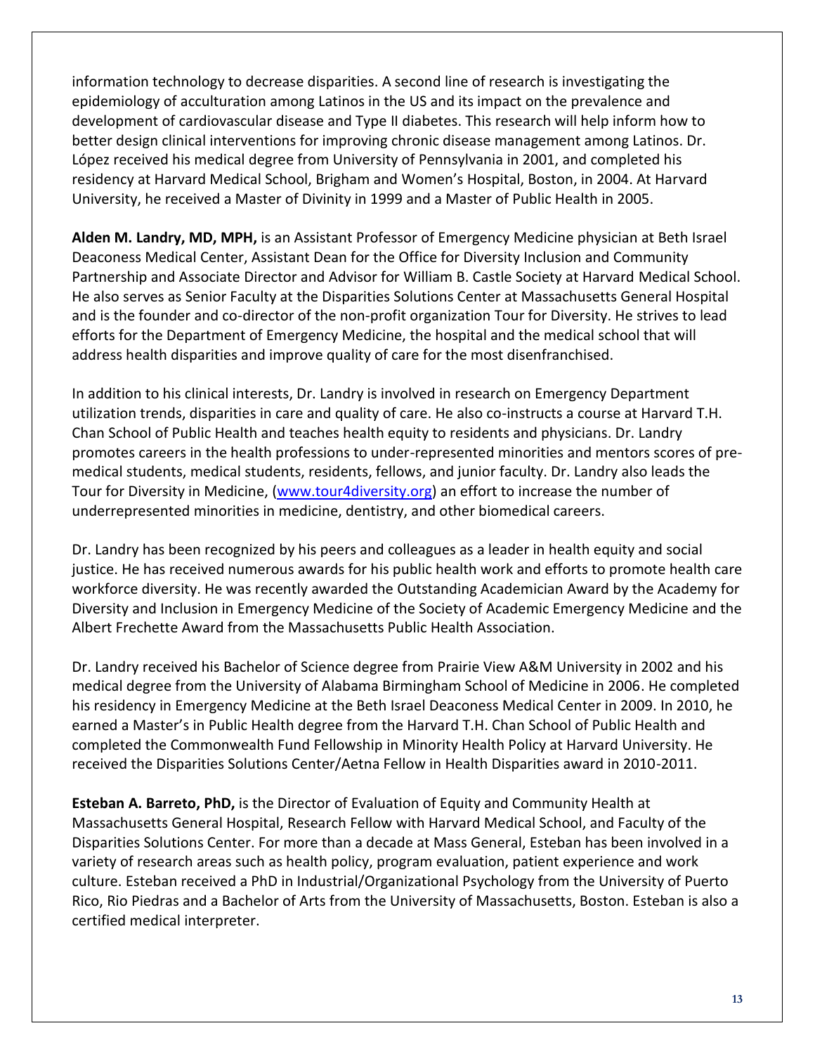information technology to decrease disparities. A second line of research is investigating the epidemiology of acculturation among Latinos in the US and its impact on the prevalence and development of cardiovascular disease and Type II diabetes. This research will help inform how to better design clinical interventions for improving chronic disease management among Latinos. Dr. López received his medical degree from University of Pennsylvania in 2001, and completed his residency at Harvard Medical School, Brigham and Women's Hospital, Boston, in 2004. At Harvard University, he received a Master of Divinity in 1999 and a Master of Public Health in 2005.

**Alden M. Landry, MD, MPH,** is an Assistant Professor of Emergency Medicine physician at Beth Israel Deaconess Medical Center, Assistant Dean for the Office for Diversity Inclusion and Community Partnership and Associate Director and Advisor for William B. Castle Society at Harvard Medical School. He also serves as Senior Faculty at the Disparities Solutions Center at Massachusetts General Hospital and is the founder and co-director of the non-profit organization Tour for Diversity. He strives to lead efforts for the Department of Emergency Medicine, the hospital and the medical school that will address health disparities and improve quality of care for the most disenfranchised.

In addition to his clinical interests, Dr. Landry is involved in research on Emergency Department utilization trends, disparities in care and quality of care. He also co-instructs a course at Harvard T.H. Chan School of Public Health and teaches health equity to residents and physicians. Dr. Landry promotes careers in the health professions to under-represented minorities and mentors scores of pre-medical students, medical students, residents, fellows, and junior faculty. Dr. Landry also leads the Tour for Diversity in Medicine, (www.tour4diversity.org) an effort to increase the number of underrepresented minorities in medicine, dentistry, and other biomedical careers.

Dr. Landry has been recognized by his peers and colleagues as a leader in health equity and social justice. He has received numerous awards for his public health work and efforts to promote health care workforce diversity. He was recently awarded the Outstanding Academician Award by the Academy for Diversity and Inclusion in Emergency Medicine of the Society of Academic Emergency Medicine and the Albert Frechette Award from the Massachusetts Public Health Association.

Dr. Landry received his Bachelor of Science degree from Prairie View A&M University in 2002 and his medical degree from the University of Alabama Birmingham School of Medicine in 2006. He completed his residency in Emergency Medicine at the Beth Israel Deaconess Medical Center in 2009. In 2010, he earned a Master's in Public Health degree from the Harvard T.H. Chan School of Public Health and completed the Commonwealth Fund Fellowship in Minority Health Policy at Harvard University. He received the Disparities Solutions Center/Aetna Fellow in Health Disparities award in 2010-2011.

**Esteban A. Barreto, PhD,** is the Director of Evaluation of Equity and Community Health at Massachusetts General Hospital, Research Fellow with Harvard Medical School, and Faculty of the Disparities Solutions Center. For more than a decade at Mass General, Esteban has been involved in a variety of research areas such as health policy, program evaluation, patient experience and work culture. Esteban received a PhD in Industrial/Organizational Psychology from the University of Puerto Rico, Rio Piedras and a Bachelor of Arts from the University of Massachusetts, Boston. Esteban is also a certified medical interpreter.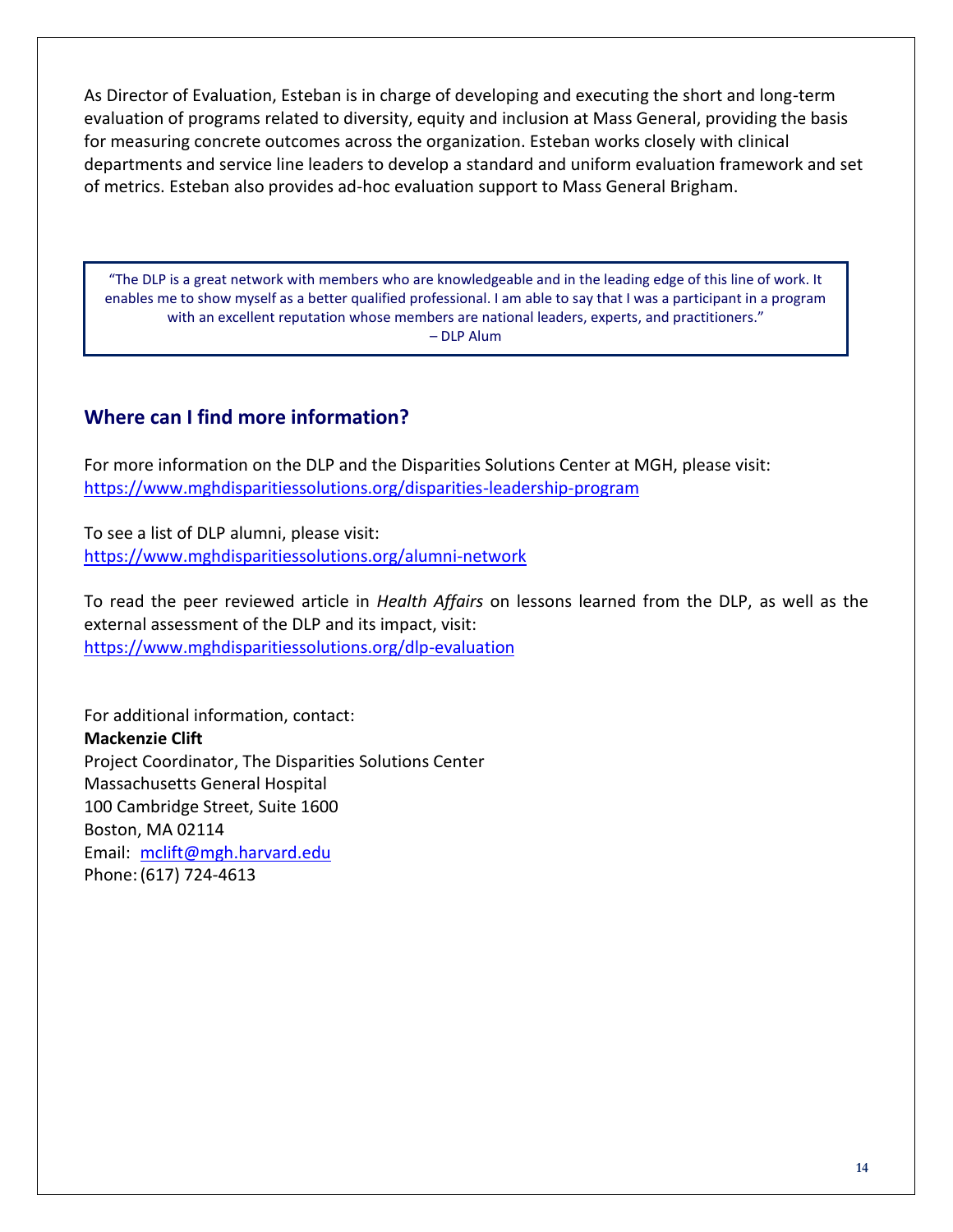As Director of Evaluation, Esteban is in charge of developing and executing the short and long-term evaluation of programs related to diversity, equity and inclusion at Mass General, providing the basis for measuring concrete outcomes across the organization. Esteban works closely with clinical departments and service line leaders to develop a standard and uniform evaluation framework and set of metrics. Esteban also provides ad-hoc evaluation support to Mass General Brigham.

> "The DLP is a great network with members who are knowledgeable and in the leading edge of this line of work. It enables me to show myself as a better qualified professional. I am able to say that I was a participant in a program with an excellent reputation whose members are national leaders, experts, and practitioners."
>
> – DLP Alum

## Where can I find more information?

For more information on the DLP and the Disparities Solutions Center at MGH, please visit:
https://www.mghdisparitiessolutions.org/disparities-leadership-program

To see a list of DLP alumni, please visit:
https://www.mghdisparitiessolutions.org/alumni-network

To read the peer reviewed article in *Health Affairs* on lessons learned from the DLP, as well as the external assessment of the DLP and its impact, visit:
https://www.mghdisparitiessolutions.org/dlp-evaluation

For additional information, contact:
**Mackenzie Clift**
Project Coordinator, The Disparities Solutions Center
Massachusetts General Hospital
100 Cambridge Street, Suite 1600
Boston, MA 02114
Email: mclift@mgh.harvard.edu
Phone: (617) 724-4613